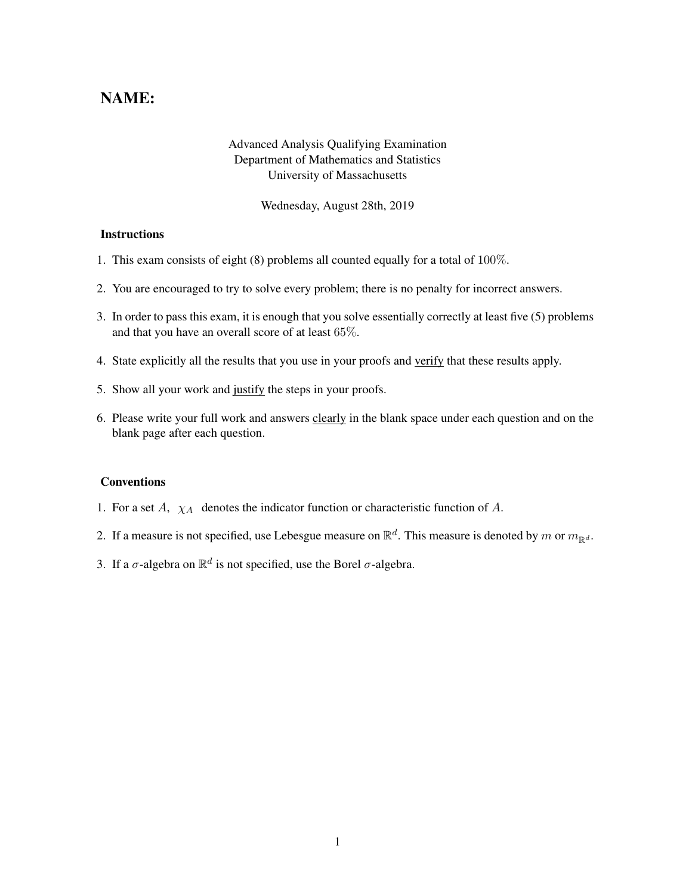# NAME:

Advanced Analysis Qualifying Examination
Department of Mathematics and Statistics
University of Massachusetts

Wednesday, August 28th, 2019

### Instructions

1. This exam consists of eight (8) problems all counted equally for a total of $100\%$.
2. You are encouraged to try to solve every problem; there is no penalty for incorrect answers.
3. In order to pass this exam, it is enough that you solve essentially correctly at least five (5) problems and that you have an overall score of at least $65\%$.
4. State explicitly all the results that you use in your proofs and verify that these results apply.
5. Show all your work and justify the steps in your proofs.
6. Please write your full work and answers clearly in the blank space under each question and on the blank page after each question.

### Conventions

1. For a set $A$, $\chi_A$ denotes the indicator function or characteristic function of $A$.
2. If a measure is not specified, use Lebesgue measure on $\mathbb{R}^d$. This measure is denoted by $m$ or $m_{\mathbb{R}^d}$.
3. If a $\sigma$-algebra on $\mathbb{R}^d$ is not specified, use the Borel $\sigma$-algebra.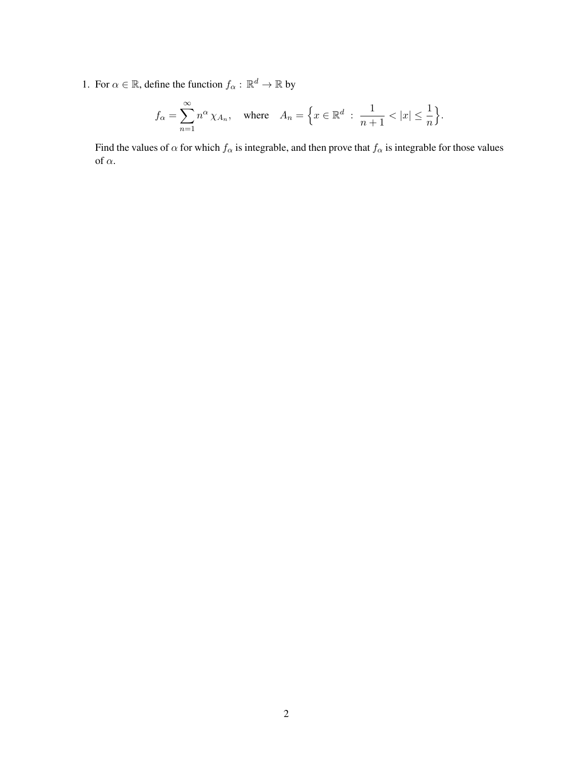1. For $\alpha \in \mathbb{R}$, define the function $f_\alpha : \mathbb{R}^d \to \mathbb{R}$ by

$$f_\alpha = \sum_{n=1}^{\infty} n^\alpha \, \chi_{A_n}, \quad \text{where} \quad A_n = \Big\{ x \in \mathbb{R}^d \ : \ \frac{1}{n+1} < |x| \le \frac{1}{n} \Big\}.$$

Find the values of $\alpha$ for which $f_\alpha$ is integrable, and then prove that $f_\alpha$ is integrable for those values of $\alpha$.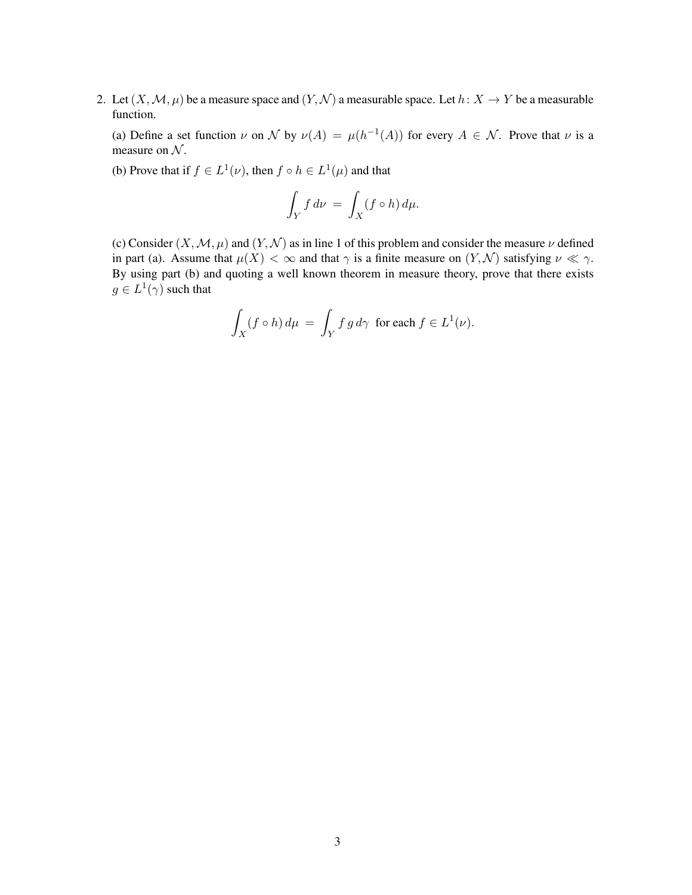2. Let $(X, \mathcal{M}, \mu)$ be a measure space and $(Y, \mathcal{N})$ a measurable space. Let $h\colon X \to Y$ be a measurable function.

   (a) Define a set function $\nu$ on $\mathcal{N}$ by $\nu(A) = \mu(h^{-1}(A))$ for every $A \in \mathcal{N}$. Prove that $\nu$ is a measure on $\mathcal{N}$.

   (b) Prove that if $f \in L^1(\nu)$, then $f \circ h \in L^1(\mu)$ and that

   $$\int_Y f \, d\nu = \int_X (f \circ h) \, d\mu.$$

   (c) Consider $(X, \mathcal{M}, \mu)$ and $(Y, \mathcal{N})$ as in line 1 of this problem and consider the measure $\nu$ defined in part (a). Assume that $\mu(X) < \infty$ and that $\gamma$ is a finite measure on $(Y, \mathcal{N})$ satisfying $\nu \ll \gamma$. By using part (b) and quoting a well known theorem in measure theory, prove that there exists $g \in L^1(\gamma)$ such that

   $$\int_X (f \circ h) \, d\mu = \int_Y f \, g \, d\gamma \text{ for each } f \in L^1(\nu).$$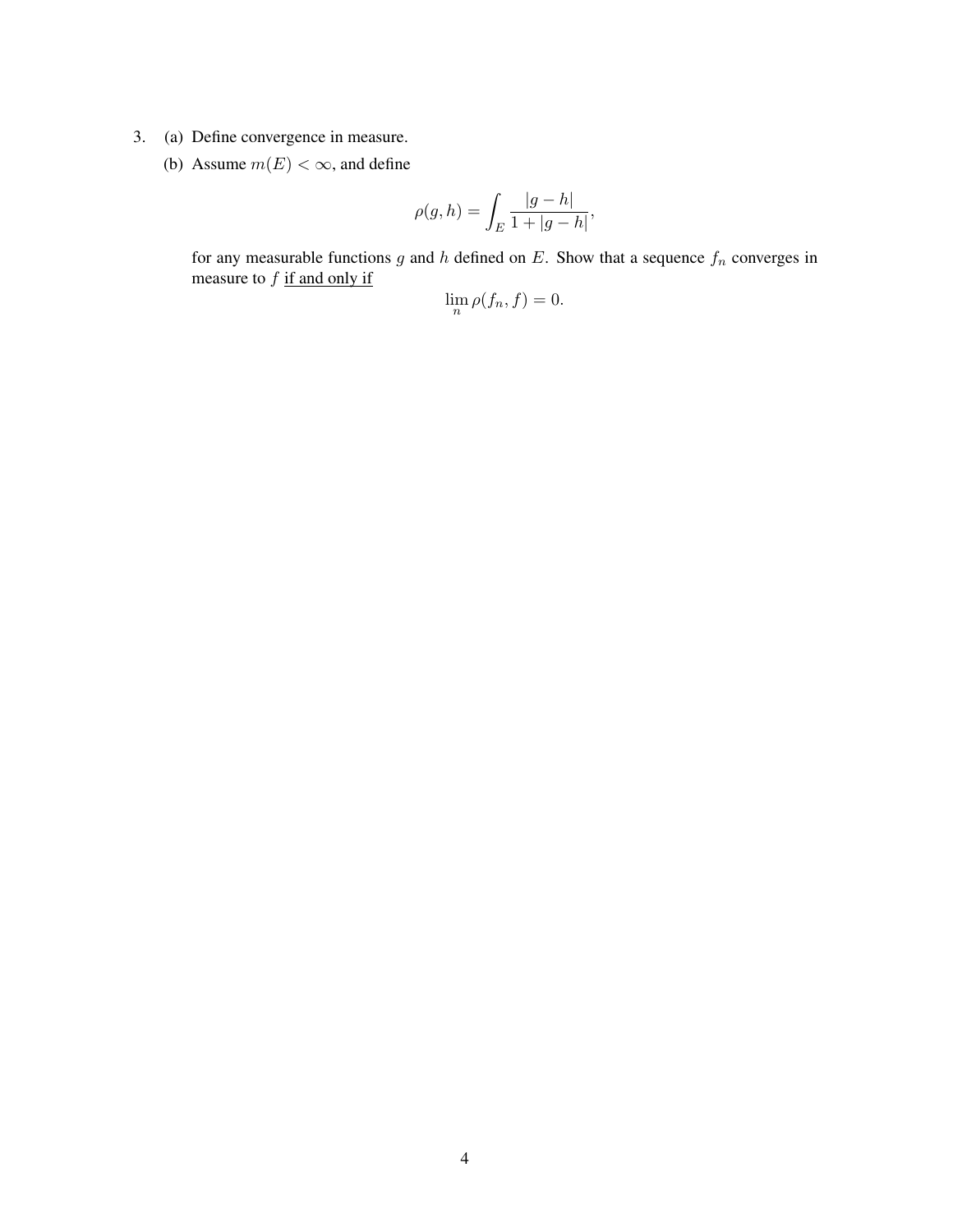3. (a) Define convergence in measure.

   (b) Assume $m(E) < \infty$, and define

$$\rho(g, h) = \int_E \frac{|g - h|}{1 + |g - h|},$$

   for any measurable functions $g$ and $h$ defined on $E$. Show that a sequence $f_n$ converges in measure to $f$ <u>if and only if</u>

$$\lim_n \rho(f_n, f) = 0.$$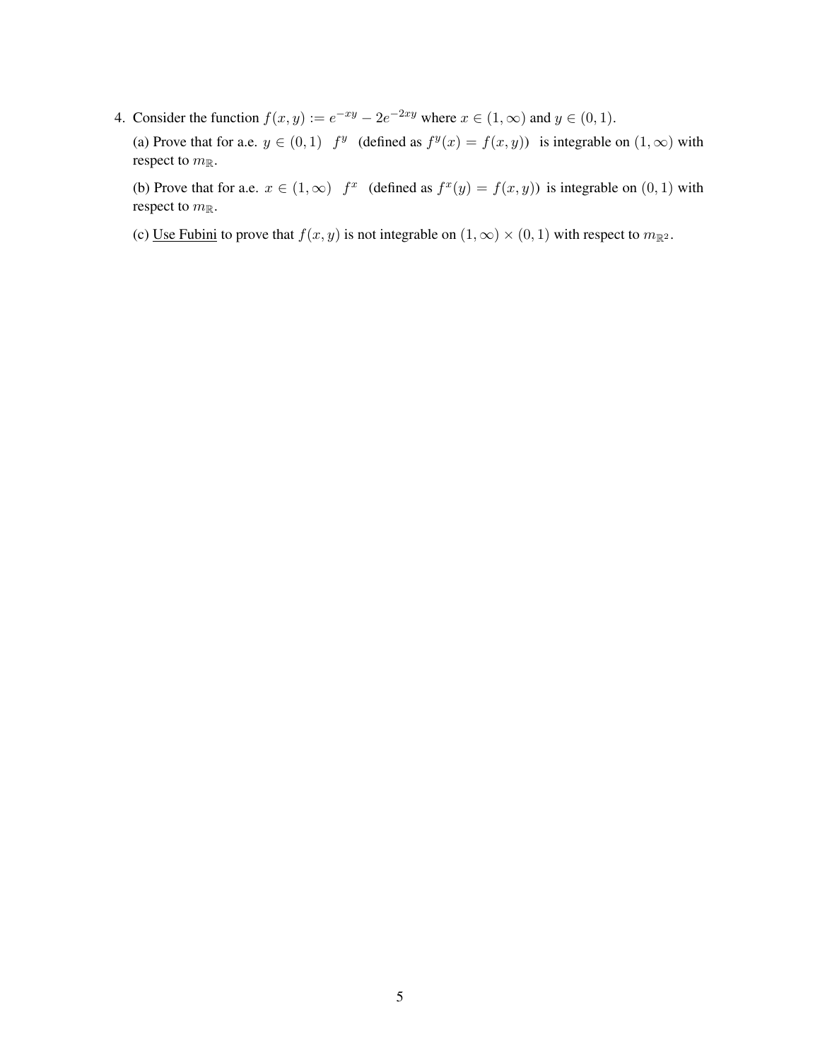4. Consider the function $f(x, y) := e^{-xy} - 2e^{-2xy}$ where $x \in (1, \infty)$ and $y \in (0, 1)$.

   (a) Prove that for a.e. $y \in (0, 1)$ $f^y$ (defined as $f^y(x) = f(x, y)$) is integrable on $(1, \infty)$ with respect to $m_{\mathbb{R}}$.

   (b) Prove that for a.e. $x \in (1, \infty)$ $f^x$ (defined as $f^x(y) = f(x, y)$) is integrable on $(0, 1)$ with respect to $m_{\mathbb{R}}$.

   (c) Use Fubini to prove that $f(x, y)$ is not integrable on $(1, \infty) \times (0, 1)$ with respect to $m_{\mathbb{R}^2}$.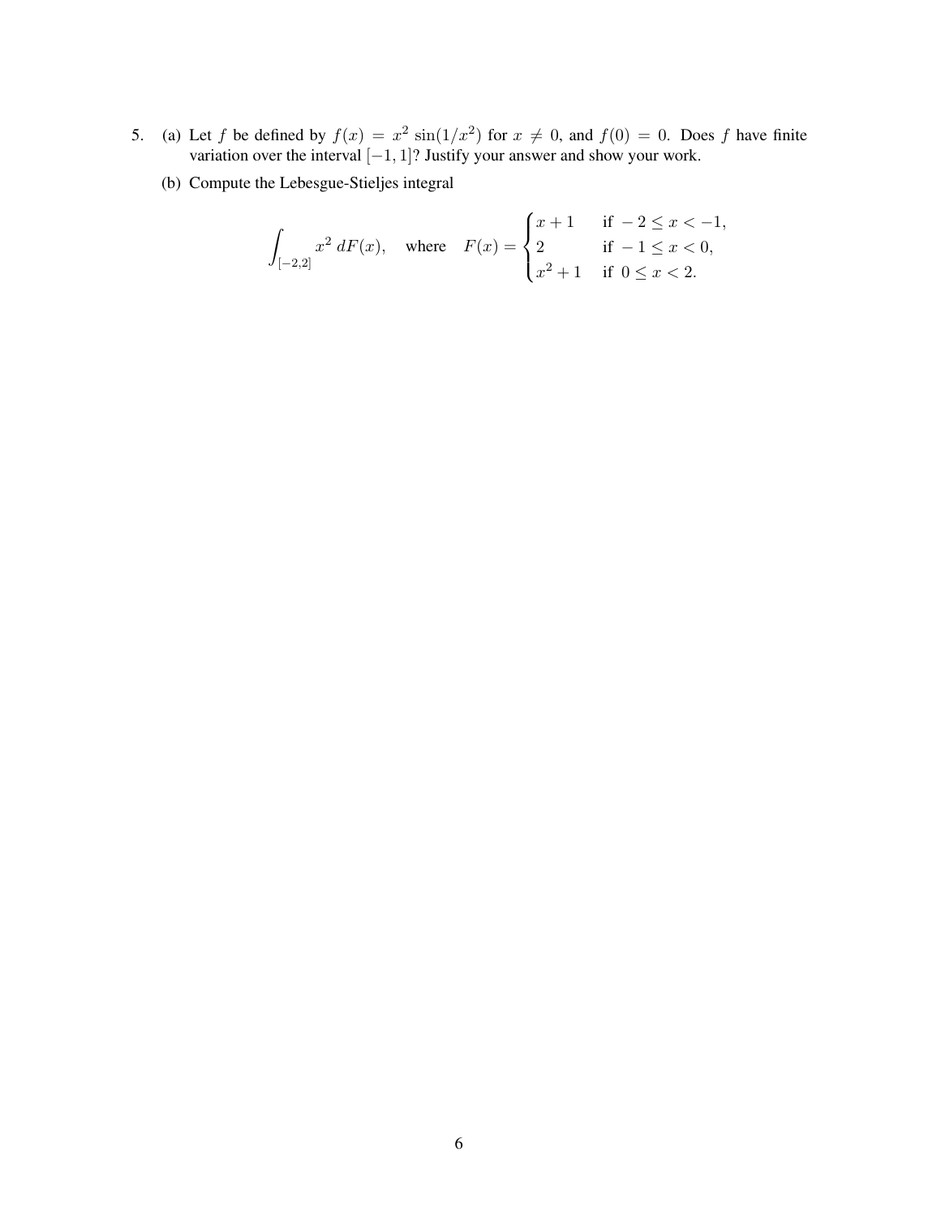5. (a) Let $f$ be defined by $f(x) = x^2 \sin(1/x^2)$ for $x \neq 0$, and $f(0) = 0$. Does $f$ have finite variation over the interval $[-1, 1]$? Justify your answer and show your work.

   (b) Compute the Lebesgue-Stieljes integral

$$\int_{[-2,2]} x^2 \, dF(x), \quad \text{where} \quad F(x) = \begin{cases} x + 1 & \text{if } -2 \leq x < -1, \\ 2 & \text{if } -1 \leq x < 0, \\ x^2 + 1 & \text{if } 0 \leq x < 2. \end{cases}$$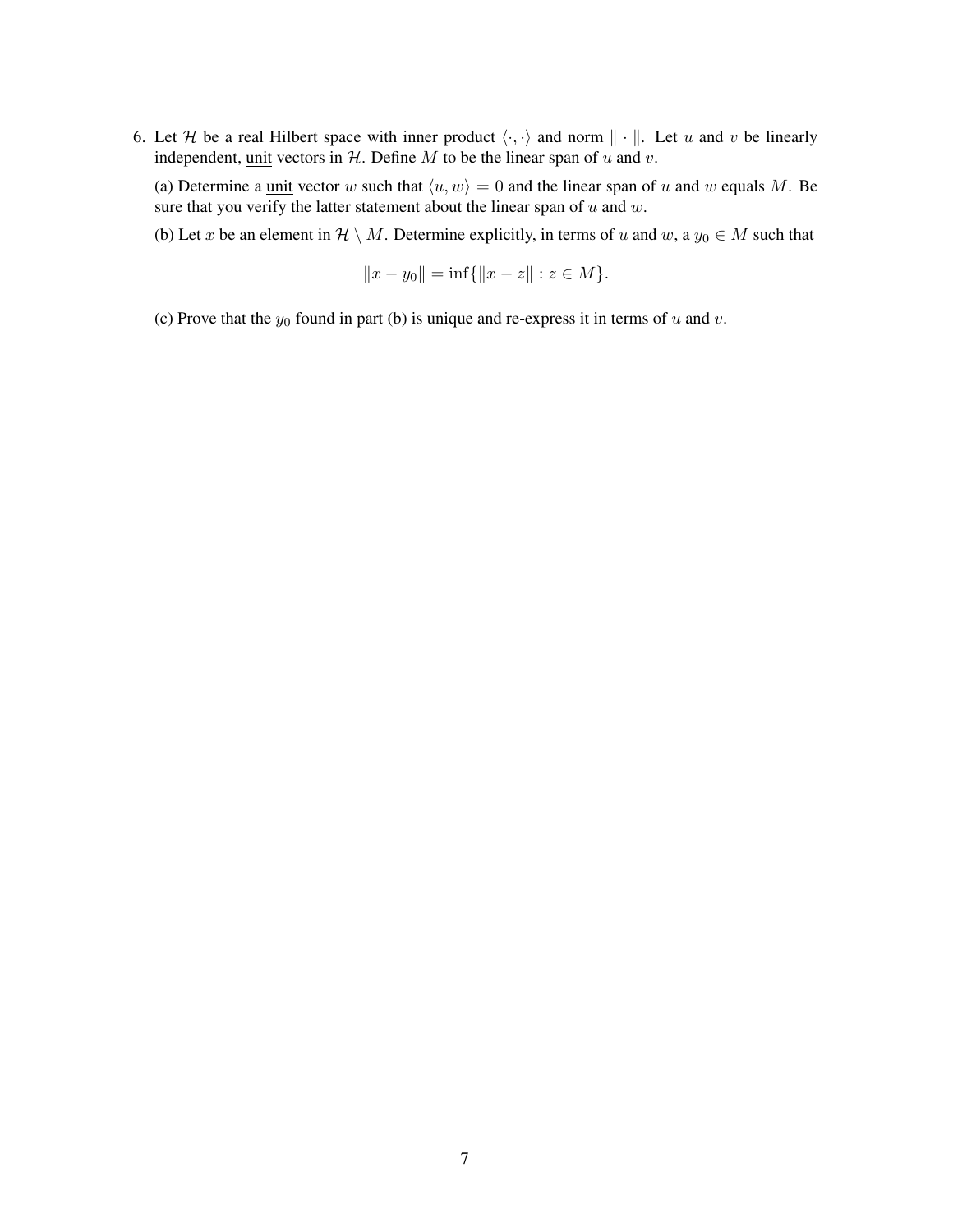6. Let $\mathcal{H}$ be a real Hilbert space with inner product $\langle \cdot, \cdot \rangle$ and norm $\| \cdot \|$. Let $u$ and $v$ be linearly independent, <u>unit</u> vectors in $\mathcal{H}$. Define $M$ to be the linear span of $u$ and $v$.

   (a) Determine a <u>unit</u> vector $w$ such that $\langle u, w \rangle = 0$ and the linear span of $u$ and $w$ equals $M$. Be sure that you verify the latter statement about the linear span of $u$ and $w$.

   (b) Let $x$ be an element in $\mathcal{H} \setminus M$. Determine explicitly, in terms of $u$ and $w$, a $y_0 \in M$ such that

$$\|x - y_0\| = \inf\{\|x - z\| : z \in M\}.$$

   (c) Prove that the $y_0$ found in part (b) is unique and re-express it in terms of $u$ and $v$.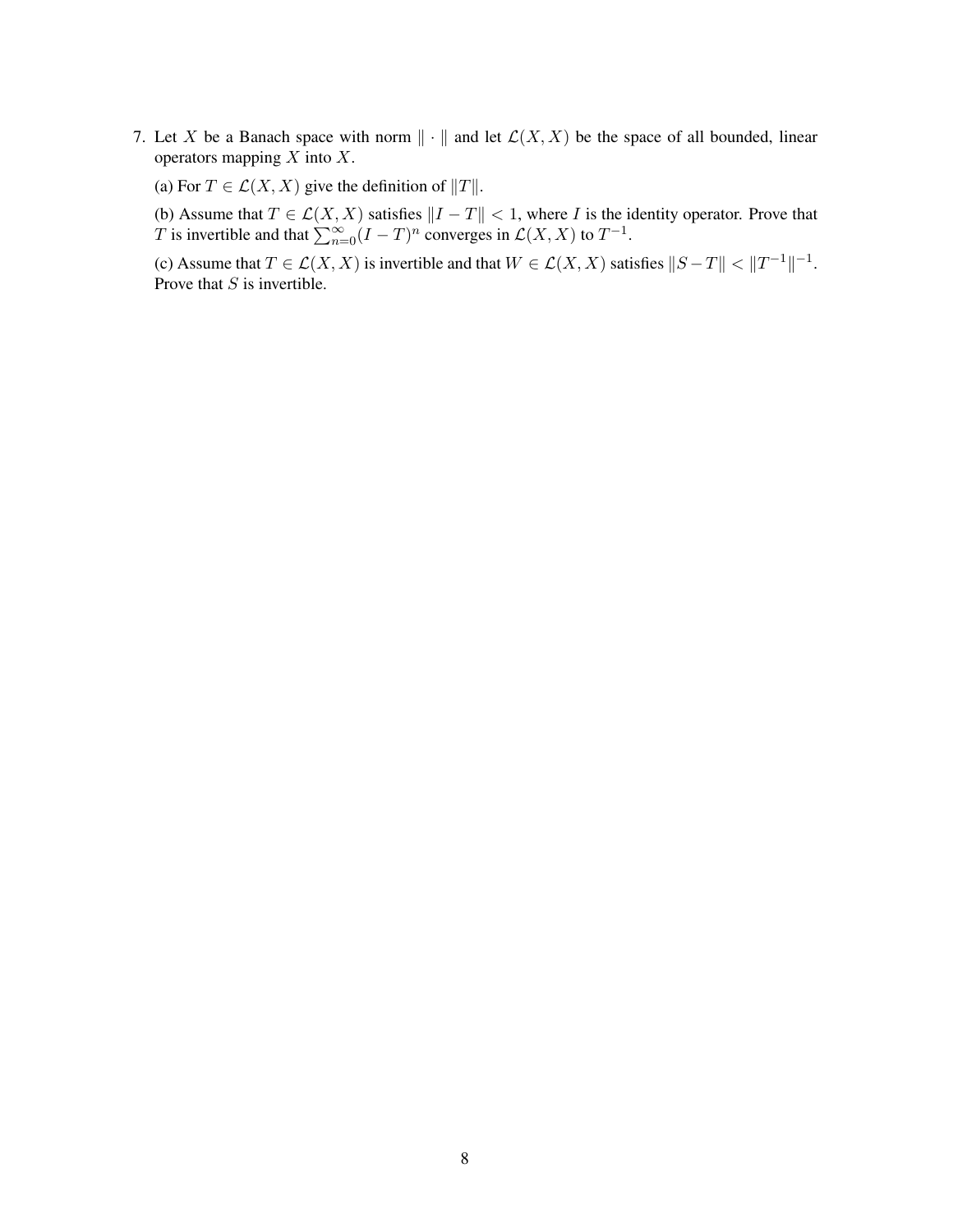7. Let $X$ be a Banach space with norm $\| \cdot \|$ and let $\mathcal{L}(X, X)$ be the space of all bounded, linear operators mapping $X$ into $X$.

   (a) For $T \in \mathcal{L}(X, X)$ give the definition of $\|T\|$.

   (b) Assume that $T \in \mathcal{L}(X, X)$ satisfies $\|I - T\| < 1$, where $I$ is the identity operator. Prove that $T$ is invertible and that $\sum_{n=0}^{\infty}(I - T)^n$ converges in $\mathcal{L}(X, X)$ to $T^{-1}$.

   (c) Assume that $T \in \mathcal{L}(X, X)$ is invertible and that $W \in \mathcal{L}(X, X)$ satisfies $\|S - T\| < \|T^{-1}\|^{-1}$. Prove that $S$ is invertible.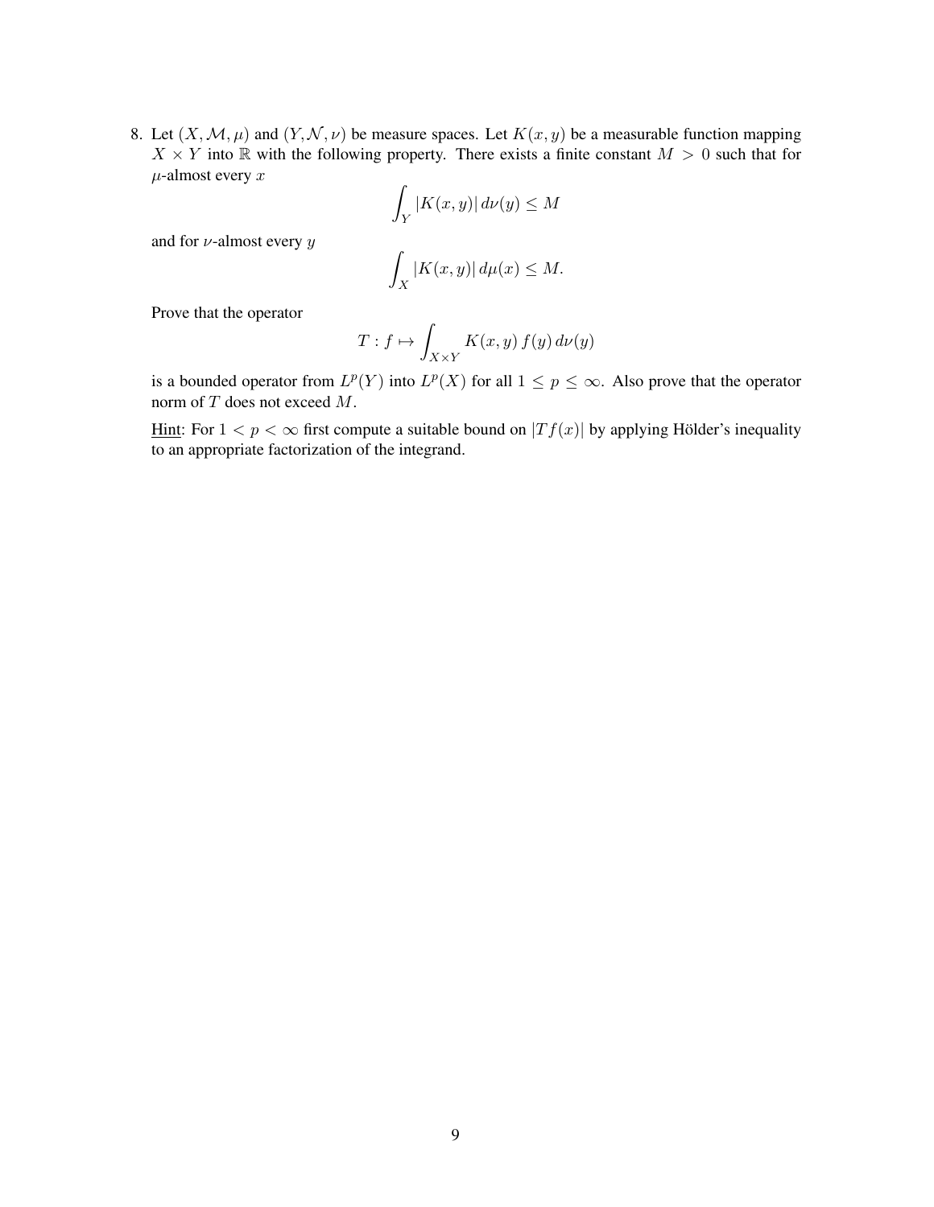8. Let $(X, \mathcal{M}, \mu)$ and $(Y, \mathcal{N}, \nu)$ be measure spaces. Let $K(x, y)$ be a measurable function mapping $X \times Y$ into $\mathbb{R}$ with the following property. There exists a finite constant $M > 0$ such that for $\mu$-almost every $x$

$$\int_Y |K(x, y)| \, d\nu(y) \leq M$$

and for $\nu$-almost every $y$

$$\int_X |K(x, y)| \, d\mu(x) \leq M.$$

Prove that the operator

$$T : f \mapsto \int_{X \times Y} K(x, y) \, f(y) \, d\nu(y)$$

is a bounded operator from $L^p(Y)$ into $L^p(X)$ for all $1 \leq p \leq \infty$. Also prove that the operator norm of $T$ does not exceed $M$.

Hint: For $1 < p < \infty$ first compute a suitable bound on $|Tf(x)|$ by applying Hölder's inequality to an appropriate factorization of the integrand.